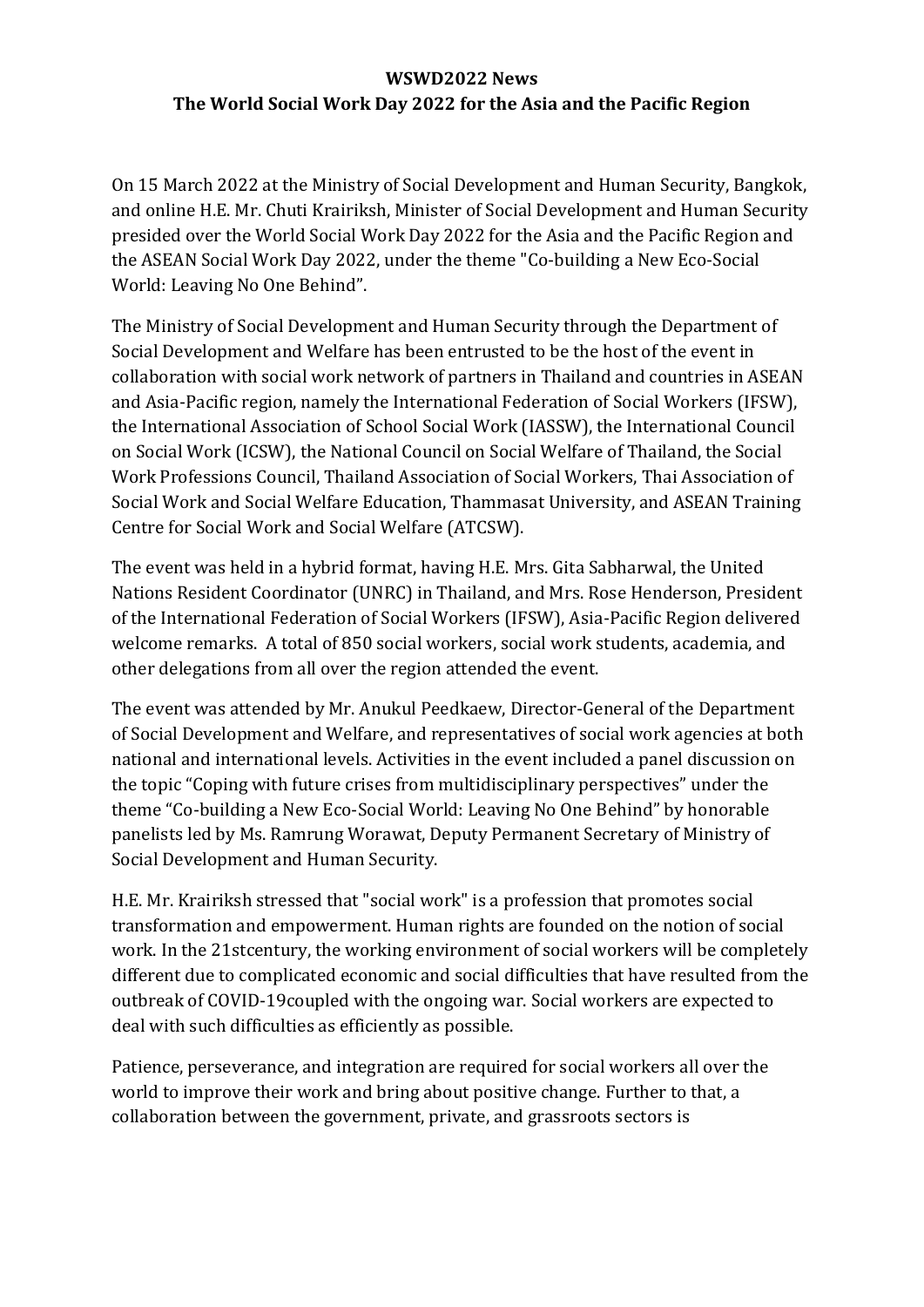**WSWD2022 News**

**The World Social Work Day 2022 for the Asia and the Pacific Region**

On 15 March 2022 at the Ministry of Social Development and Human Security, Bangkok, and online H.E. Mr. Chuti Krairiksh, Minister of Social Development and Human Security presided over the World Social Work Day 2022 for the Asia and the Pacific Region and the ASEAN Social Work Day 2022, under the theme "Co-building a New Eco-Social World: Leaving No One Behind".

The Ministry of Social Development and Human Security through the Department of Social Development and Welfare has been entrusted to be the host of the event in collaboration with social work network of partners in Thailand and countries in ASEAN and Asia-Pacific region, namely the International Federation of Social Workers (IFSW), the International Association of School Social Work (IASSW), the International Council on Social Work (ICSW), the National Council on Social Welfare of Thailand, the Social Work Professions Council, Thailand Association of Social Workers, Thai Association of Social Work and Social Welfare Education, Thammasat University, and ASEAN Training Centre for Social Work and Social Welfare (ATCSW).

The event was held in a hybrid format, having H.E. Mrs. Gita Sabharwal, the United Nations Resident Coordinator (UNRC) in Thailand, and Mrs. Rose Henderson, President of the International Federation of Social Workers (IFSW), Asia-Pacific Region delivered welcome remarks. A total of 850 social workers, social work students, academia, and other delegations from all over the region attended the event.

The event was attended by Mr. Anukul Peedkaew, Director-General of the Department of Social Development and Welfare, and representatives of social work agencies at both national and international levels. Activities in the event included a panel discussion on the topic "Coping with future crises from multidisciplinary perspectives" under the theme "Co-building a New Eco-Social World: Leaving No One Behind" by honorable panelists led by Ms. Ramrung Worawat, Deputy Permanent Secretary of Ministry of Social Development and Human Security.

H.E. Mr. Krairiksh stressed that "social work" is a profession that promotes social transformation and empowerment. Human rights are founded on the notion of social work. In the 21stcentury, the working environment of social workers will be completely different due to complicated economic and social difficulties that have resulted from the outbreak of COVID-19coupled with the ongoing war. Social workers are expected to deal with such difficulties as efficiently as possible.

Patience, perseverance, and integration are required for social workers all over the world to improve their work and bring about positive change. Further to that, a collaboration between the government, private, and grassroots sectors is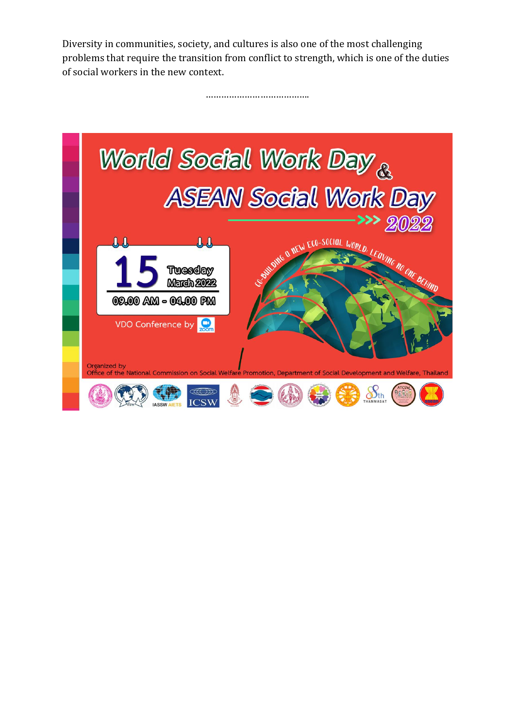Diversity in communities, society, and cultures is also one of the most challenging problems that require the transition from conflict to strength, which is one of the duties of social workers in the new context.

…………………………………..

# World Social Work Day & ASEAN Social Work Day 2022

CO-BUILDING A NEW ECO-SOCIAL WORLD: LEAVING NO ONE BEHIND

15 Tuesday March 2022

09.00 AM - 04.00 PM

VDO Conference by zoom

Organized by
Office of the National Commission on Social Welfare Promotion, Department of Social Development and Welfare, Thailand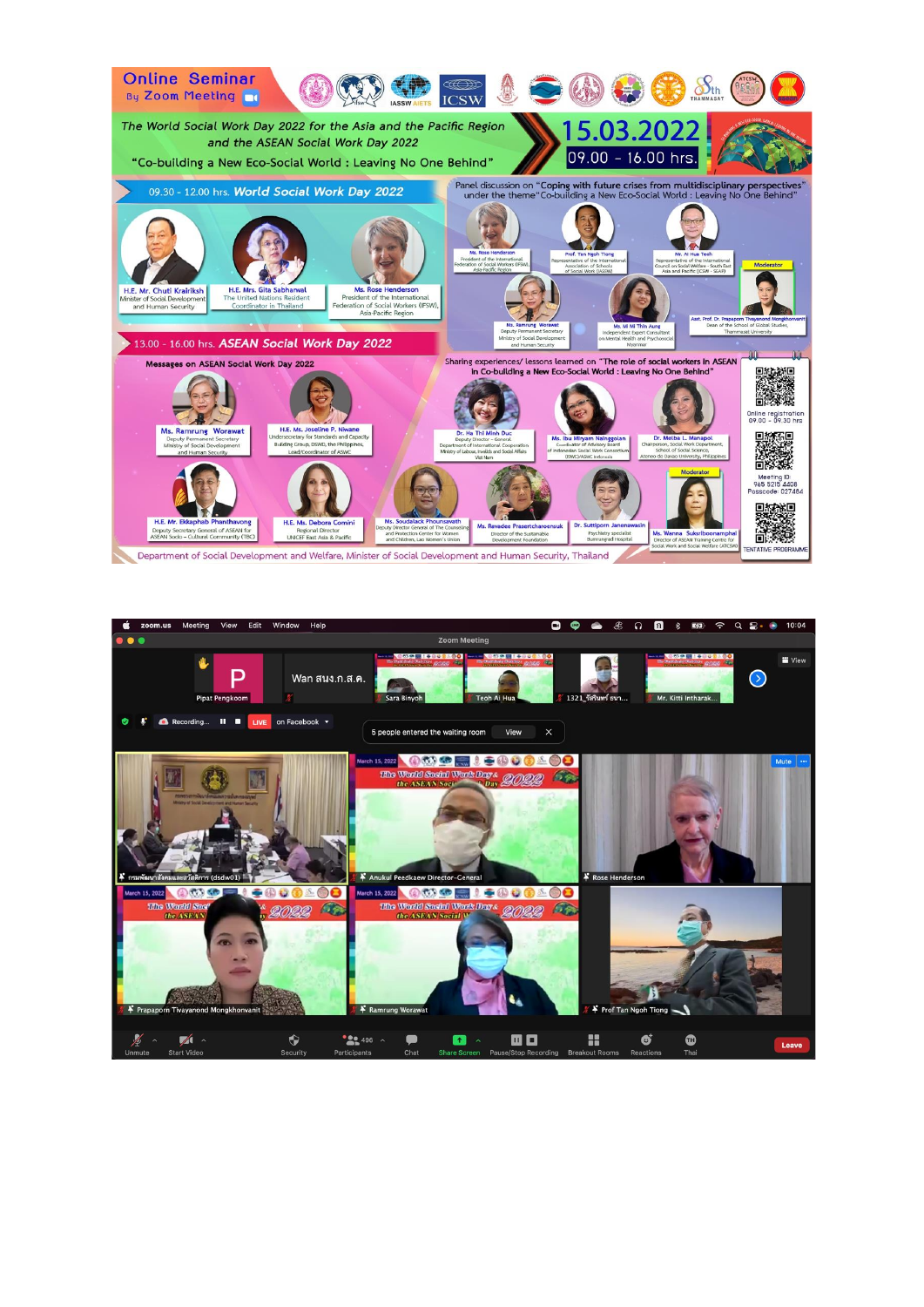# Online Seminar By Zoom Meeting

The World Social Work Day 2022 for the Asia and the Pacific Region and the ASEAN Social Work Day 2022

"Co-building a New Eco-Social World : Leaving No One Behind"

**15.03.2022**

09.00 - 16.00 hrs.

## 09.30 - 12.00 hrs. World Social Work Day 2022

- H.E. Mr. Chuti Krairiksh — Minister of Social Development and Human Security
- H.E. Mrs. Gita Sabharwal — The United Nations Resident Coordinator in Thailand
- Ms. Rose Henderson — President of the International Federation of Social Workers (IFSW), Asia-Pacific Region

Panel discussion on "Coping with future crises from multidisciplinary perspectives" under the theme "Co-building a New Eco-Social World : Leaving No One Behind"

- Ms. Rose Henderson — President of the International Federation of Social Workers (IFSW), Asia-Pacific Region
- Prof. Tan Ngoh Tiong — Representative of the International Association of Schools of Social Work (IASSW)
- Mr. Ai Hua Teoh — Representative of the International Council on Social Welfare - South East Asia and Pacific (ICSW - SEAP)
- Ms. Ramrung Worawat — Deputy Permanent Secretary, Ministry of Social Development and Human Security
- Ms. Mi Mi Thin Aung — Independent Expert Consultant on Mental Health and Psychosocial, Myanmar
- Moderator: Asst. Prof. Dr. Prapaporn Tivayanond Mongkhonvanit — Dean of the School of Global Studies, Thammasat University

## 13.00 - 16.00 hrs. ASEAN Social Work Day 2022

Messages on ASEAN Social Work Day 2022

- Ms. Ramrung Worawat — Deputy Permanent Secretary, Ministry of Social Development and Human Security
- H.E. Ms. Joseline P. Niwane — Undersecretary for Standards and Capacity Building Group, DSWD, the Philippines, Lead/Coordinator of ASWC
- H.E. Mr. Ekkaphab Phanthavong — Deputy Secretary General of ASEAN for ASEAN Socio – Cultural Community (ASCC)
- H.E. Ms. Debora Comini — Regional Director, UNICEF East Asia & Pacific

Sharing experiences/ lessons learned on "The role of social workers in ASEAN in Co-building a New Eco-Social World : Leaving No One Behind"

- Dr. Ha Thi Minh Duc — Deputy Director – General, Department of International Cooperation, Ministry of Labour, Invalids and Social Affairs, Viet Nam
- Ms. Ibu Milyam Nainggolan — Coordinator of Advisory Board of Indonesian Social Work Consortium (IPPSI/ASWC Indonesia)
- Dr. Melba L. Manapol — Chairperson, Social Work Department, School of Social Sciences, Ateneo de Davao University, Philippines
- Ms. Soudalack Phounsavath — Deputy Director General of The Counseling and Protection Center for Women and Children, Lao Women's Union
- Ms. Revadee Prasertcharoensuk — Director of the Sustainable Development Foundation
- Dr. Suttiporn Janenawasin — Psychiatry specialist, Somdet Chaopraya Institute of Psychiatry
- Moderator: Ms. Wanna Suksriboonamphai — Director of ASEAN Training Centre for Social Work and Social Welfare (ATCSW)

Online registration 09.00 - 09.30 hrs

Meeting ID: 965 9215 4408
Passcode: 027484

TENTATIVE PROGRAMME

Department of Social Development and Welfare, Minister of Social Development and Human Security, Thailand